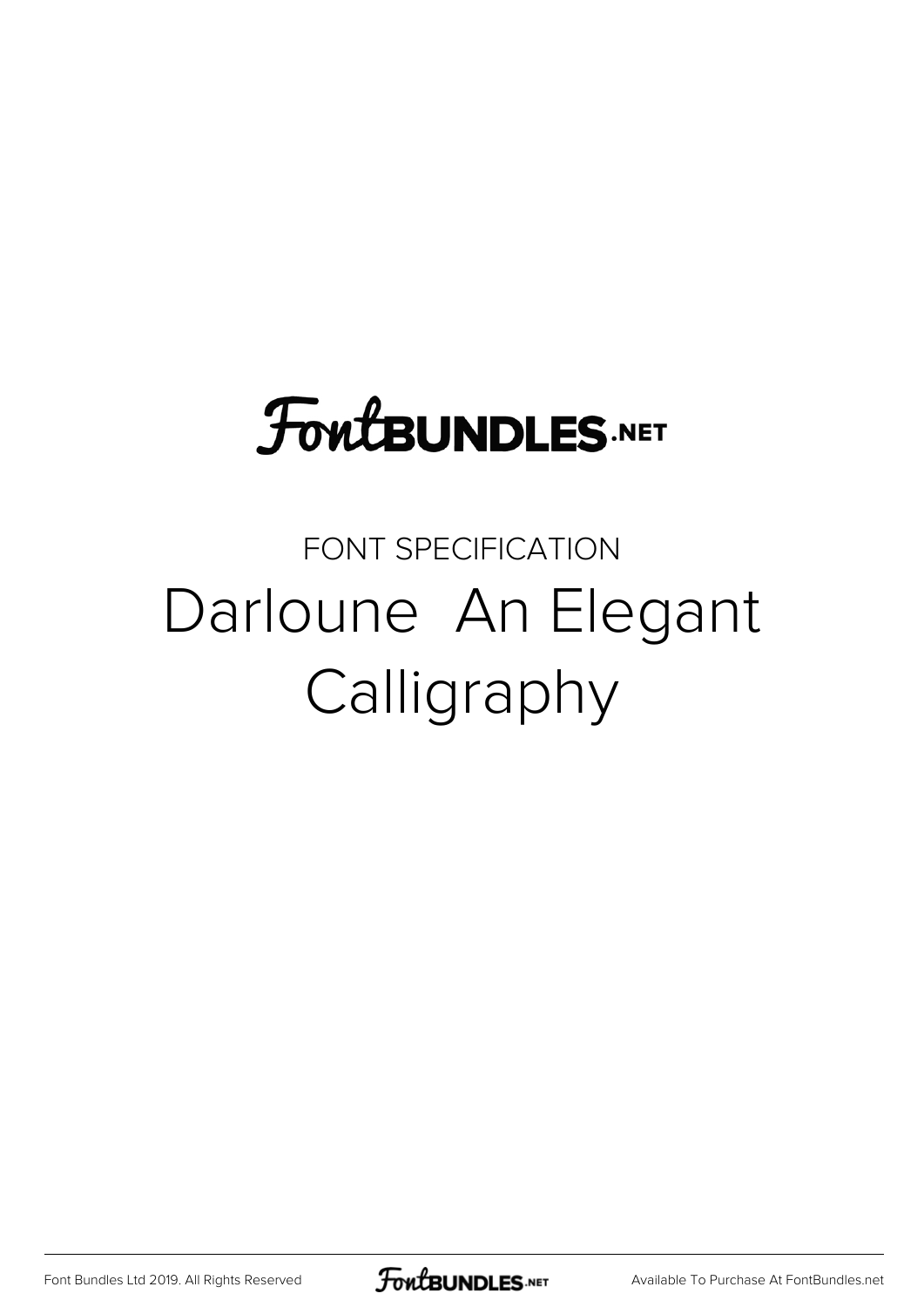FontBUNDLES.NET

FONT SPECIFICATION

# Darloune  An Elegant Calligraphy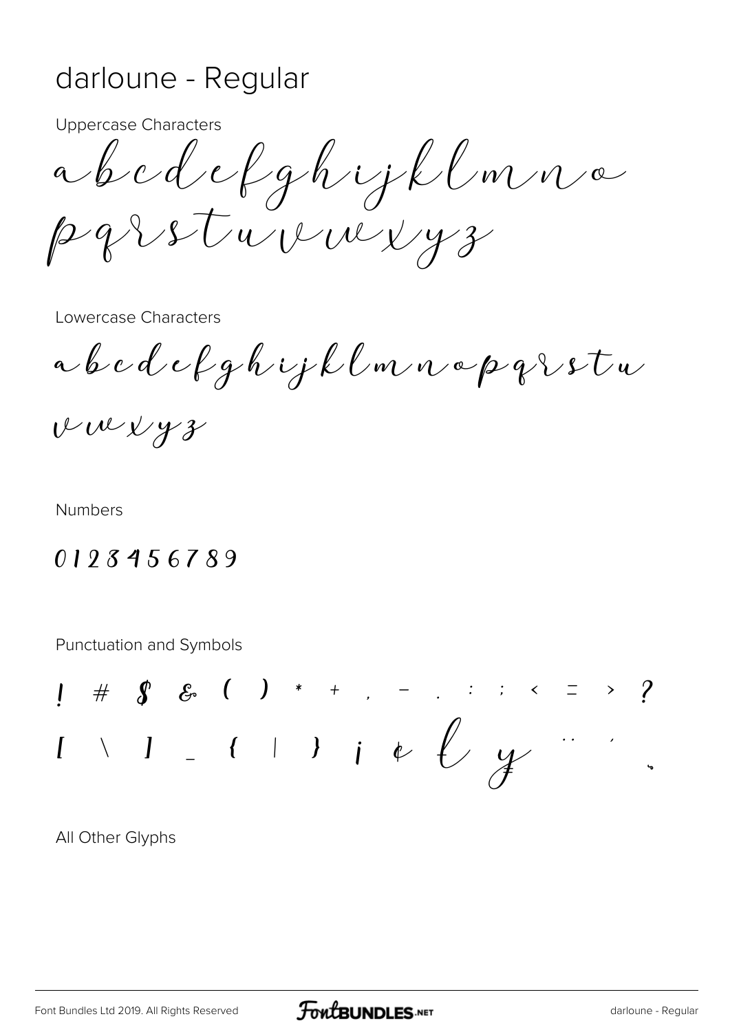# darloune - Regular

Uppercase Characters

abcdefghijklmno
pqrstuvwxyz

Lowercase Characters

abcdefghijklmnopqrstu
vwxyz

Numbers

0123456789

Punctuation and Symbols

! # $ & ( ) * + , - . : ; < = > ?
[ \ ] _ { | } ¡ ¢ £ ¥ ¨ ´ ¸

All Other Glyphs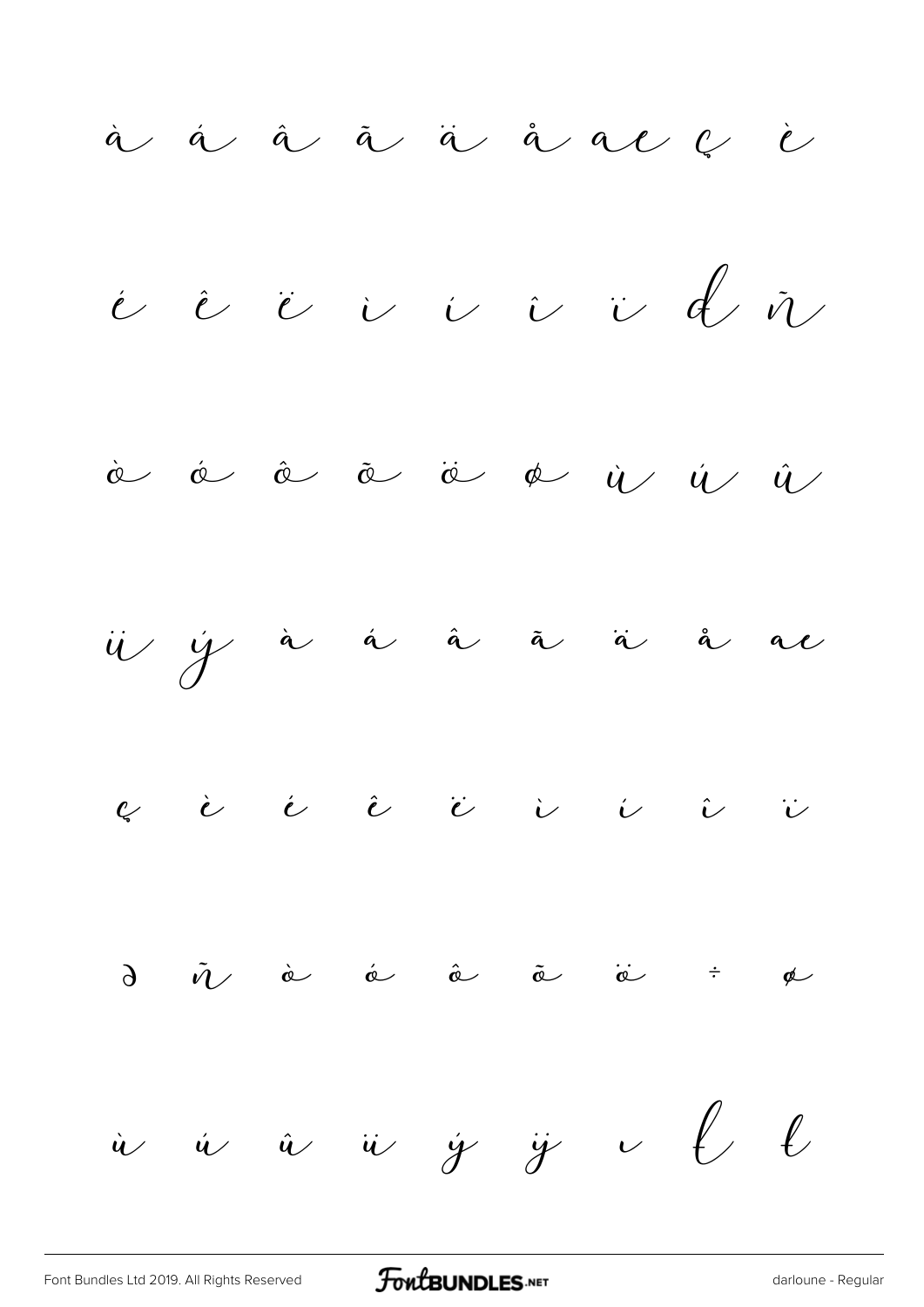à á â ã ä å ae ç è

é ê ë ì í î ï ð ñ

ò ó ô õ ö ø ù ú û

ü ý à á â ã ä å ae

ç è é ê ë ì í î ï

ð ñ ò ó ô õ ö ÷ ø

ù ú û ü ý ÿ ı Ł ł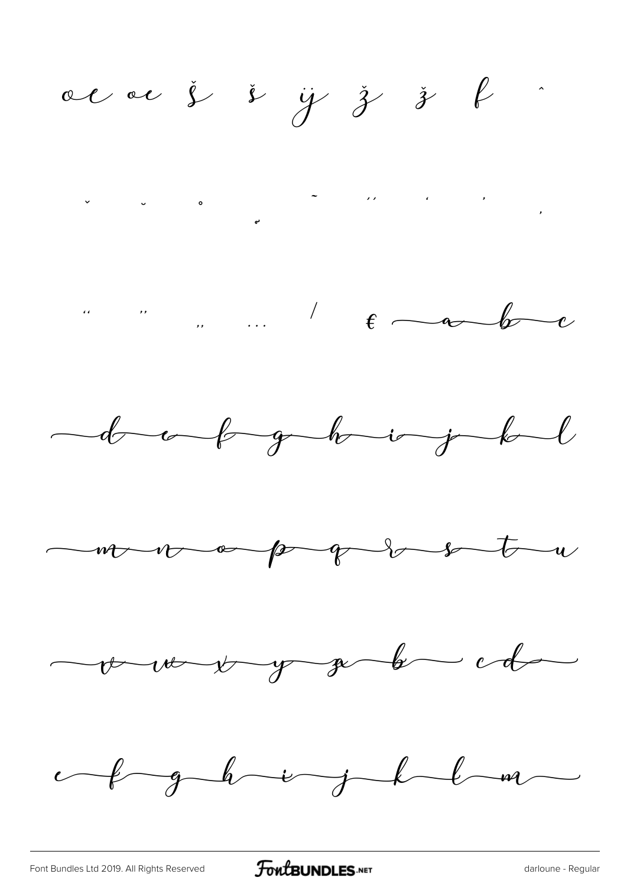œ œ Š š ÿ Ž ž ƒ ˆ

ˇ ˘ ˚ ˛ ˜ ˝ ‘ ’ ‚

“ ” „ … ⁄ € a b c

d e f g h i j k l

m n o p q r s t u

v w x y z b c d

e f g h i j k l m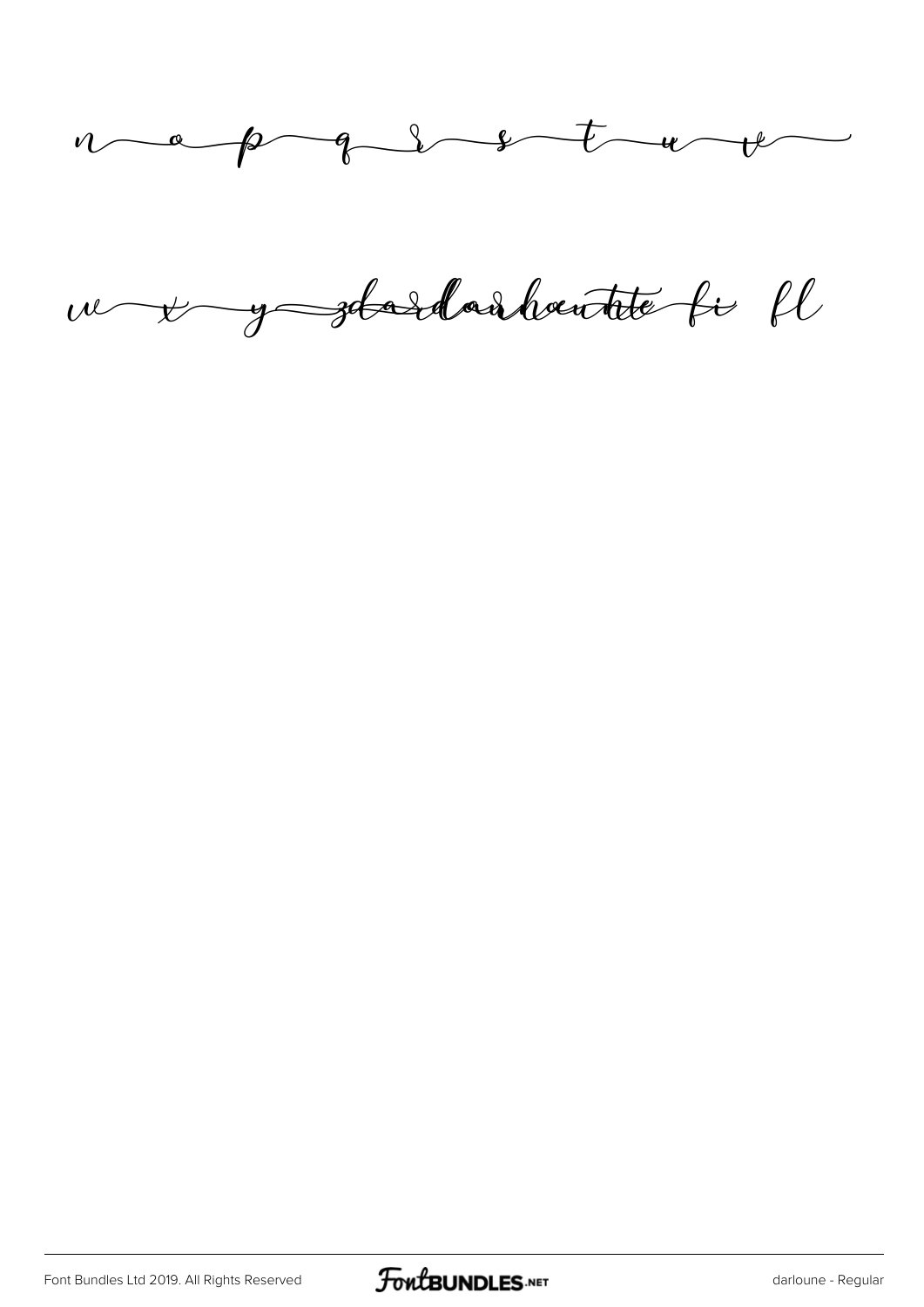n o p q r s t u v

w x y z da ra do ra ho au te fi fl